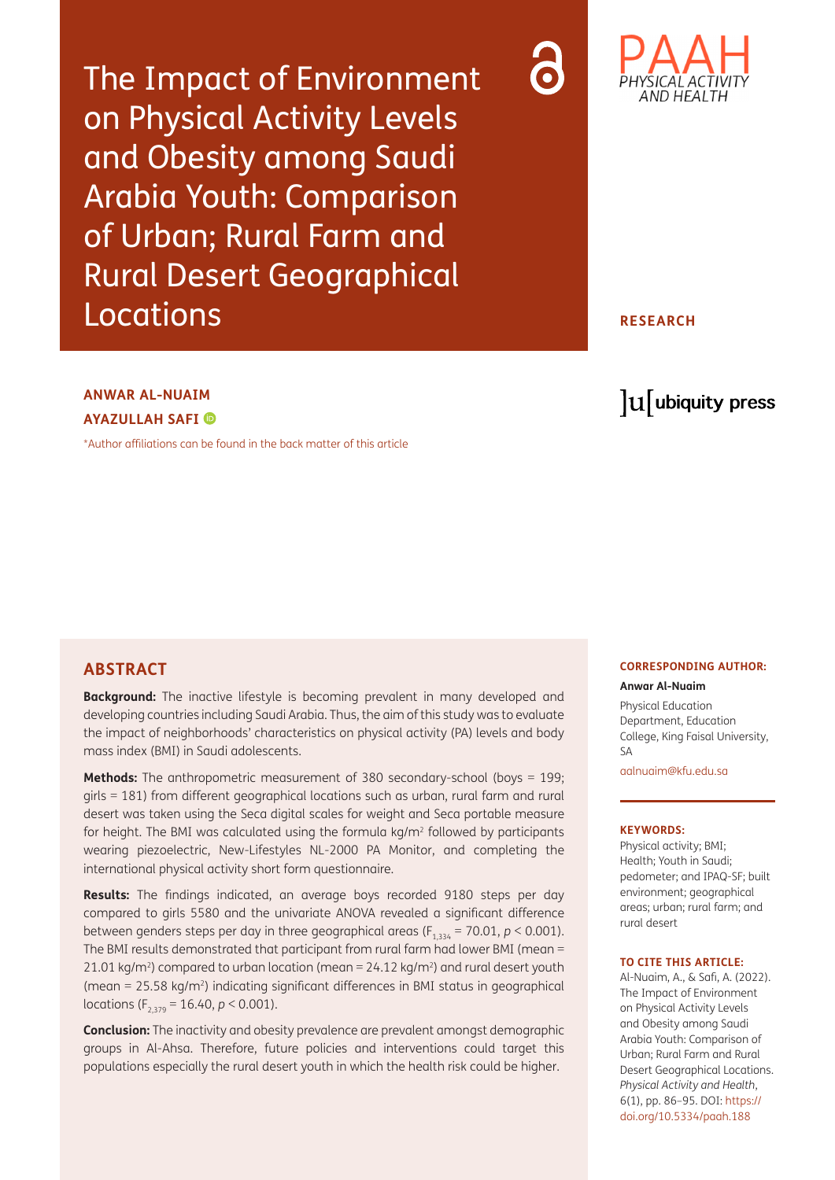# The Impact of Environment on Physical Activity Levels and Obesity among Saudi Arabia Youth: Comparison of Urban; Rural Farm and Rural Desert Geographical Locations

PAAH PHYSICAL ACTIVITY AND HEALTH

**RESEARCH**

**ANWAR AL-NUAIM**

**AYAZULLAH SAFI**

*Author affiliations can be found in the back matter of this article

ubiquity press

## ABSTRACT

**Background:** The inactive lifestyle is becoming prevalent in many developed and developing countries including Saudi Arabia. Thus, the aim of this study was to evaluate the impact of neighborhoods' characteristics on physical activity (PA) levels and body mass index (BMI) in Saudi adolescents.

**Methods:** The anthropometric measurement of 380 secondary-school (boys = 199; girls = 181) from different geographical locations such as urban, rural farm and rural desert was taken using the Seca digital scales for weight and Seca portable measure for height. The BMI was calculated using the formula kg/m$^2$ followed by participants wearing piezoelectric, New-Lifestyles NL-2000 PA Monitor, and completing the international physical activity short form questionnaire.

**Results:** The findings indicated, an average boys recorded 9180 steps per day compared to girls 5580 and the univariate ANOVA revealed a significant difference between genders steps per day in three geographical areas ($F_{1,334} = 70.01$, $p < 0.001$). The BMI results demonstrated that participant from rural farm had lower BMI (mean = 21.01 kg/m$^2$) compared to urban location (mean = 24.12 kg/m$^2$) and rural desert youth (mean = 25.58 kg/m$^2$) indicating significant differences in BMI status in geographical locations ($F_{2,379} = 16.40$, $p < 0.001$).

**Conclusion:** The inactivity and obesity prevalence are prevalent amongst demographic groups in Al-Ahsa. Therefore, future policies and interventions could target this populations especially the rural desert youth in which the health risk could be higher.

**CORRESPONDING AUTHOR:**

**Anwar Al-Nuaim**

Physical Education Department, Education College, King Faisal University, SA

aalnuaim@kfu.edu.sa

**KEYWORDS:**

Physical activity; BMI; Health; Youth in Saudi; pedometer; and IPAQ-SF; built environment; geographical areas; urban; rural farm; and rural desert

**TO CITE THIS ARTICLE:**

Al-Nuaim, A., & Safi, A. (2022). The Impact of Environment on Physical Activity Levels and Obesity among Saudi Arabia Youth: Comparison of Urban; Rural Farm and Rural Desert Geographical Locations. *Physical Activity and Health*, 6(1), pp. 86–95. DOI: https://doi.org/10.5334/paah.188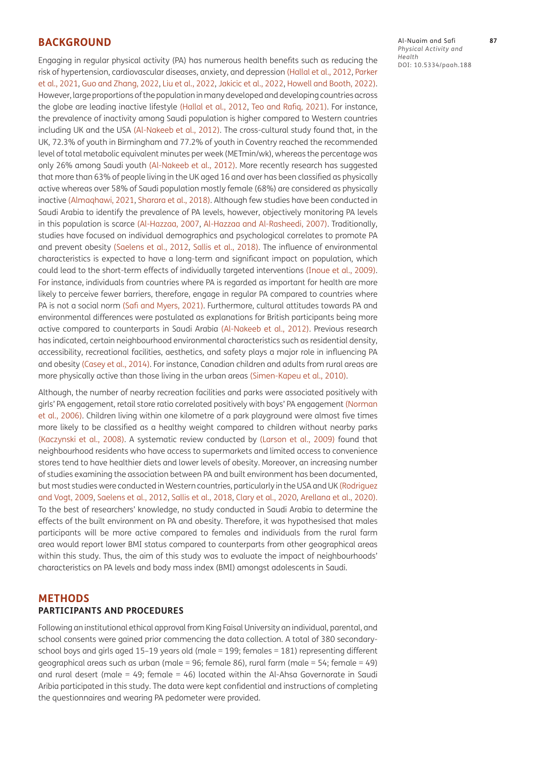## BACKGROUND

Engaging in regular physical activity (PA) has numerous health benefits such as reducing the risk of hypertension, cardiovascular diseases, anxiety, and depression (Hallal et al., 2012, Parker et al., 2021, Guo and Zhang, 2022, Liu et al., 2022, Jakicic et al., 2022, Howell and Booth, 2022). However, large proportions of the population in many developed and developing countries across the globe are leading inactive lifestyle (Hallal et al., 2012, Teo and Rafiq, 2021). For instance, the prevalence of inactivity among Saudi population is higher compared to Western countries including UK and the USA (Al-Nakeeb et al., 2012). The cross-cultural study found that, in the UK, 72.3% of youth in Birmingham and 77.2% of youth in Coventry reached the recommended level of total metabolic equivalent minutes per week (METmin/wk), whereas the percentage was only 26% among Saudi youth (Al-Nakeeb et al., 2012). More recently research has suggested that more than 63% of people living in the UK aged 16 and over has been classified as physically active whereas over 58% of Saudi population mostly female (68%) are considered as physically inactive (Almaqhawi, 2021, Sharara et al., 2018). Although few studies have been conducted in Saudi Arabia to identify the prevalence of PA levels, however, objectively monitoring PA levels in this population is scarce (Al-Hazzaa, 2007, Al-Hazzaa and Al-Rasheedi, 2007). Traditionally, studies have focused on individual demographics and psychological correlates to promote PA and prevent obesity (Saelens et al., 2012, Sallis et al., 2018). The influence of environmental characteristics is expected to have a long-term and significant impact on population, which could lead to the short-term effects of individually targeted interventions (Inoue et al., 2009). For instance, individuals from countries where PA is regarded as important for health are more likely to perceive fewer barriers, therefore, engage in regular PA compared to countries where PA is not a social norm (Safi and Myers, 2021). Furthermore, cultural attitudes towards PA and environmental differences were postulated as explanations for British participants being more active compared to counterparts in Saudi Arabia (Al-Nakeeb et al., 2012). Previous research has indicated, certain neighbourhood environmental characteristics such as residential density, accessibility, recreational facilities, aesthetics, and safety plays a major role in influencing PA and obesity (Casey et al., 2014). For instance, Canadian children and adults from rural areas are more physically active than those living in the urban areas (Simen-Kapeu et al., 2010).

Although, the number of nearby recreation facilities and parks were associated positively with girls' PA engagement, retail store ratio correlated positively with boys' PA engagement (Norman et al., 2006). Children living within one kilometre of a park playground were almost five times more likely to be classified as a healthy weight compared to children without nearby parks (Kaczynski et al., 2008). A systematic review conducted by (Larson et al., 2009) found that neighbourhood residents who have access to supermarkets and limited access to convenience stores tend to have healthier diets and lower levels of obesity. Moreover, an increasing number of studies examining the association between PA and built environment has been documented, but most studies were conducted in Western countries, particularly in the USA and UK (Rodriguez and Vogt, 2009, Saelens et al., 2012, Sallis et al., 2018, Clary et al., 2020, Arellana et al., 2020). To the best of researchers' knowledge, no study conducted in Saudi Arabia to determine the effects of the built environment on PA and obesity. Therefore, it was hypothesised that males participants will be more active compared to females and individuals from the rural farm area would report lower BMI status compared to counterparts from other geographical areas within this study. Thus, the aim of this study was to evaluate the impact of neighbourhoods' characteristics on PA levels and body mass index (BMI) amongst adolescents in Saudi.

## METHODS

### PARTICIPANTS AND PROCEDURES

Following an institutional ethical approval from King Faisal University an individual, parental, and school consents were gained prior commencing the data collection. A total of 380 secondary-school boys and girls aged 15–19 years old (male = 199; females = 181) representing different geographical areas such as urban (male = 96; female 86), rural farm (male = 54; female = 49) and rural desert (male = 49; female = 46) located within the Al-Ahsa Governorate in Saudi Aribia participated in this study. The data were kept confidential and instructions of completing the questionnaires and wearing PA pedometer were provided.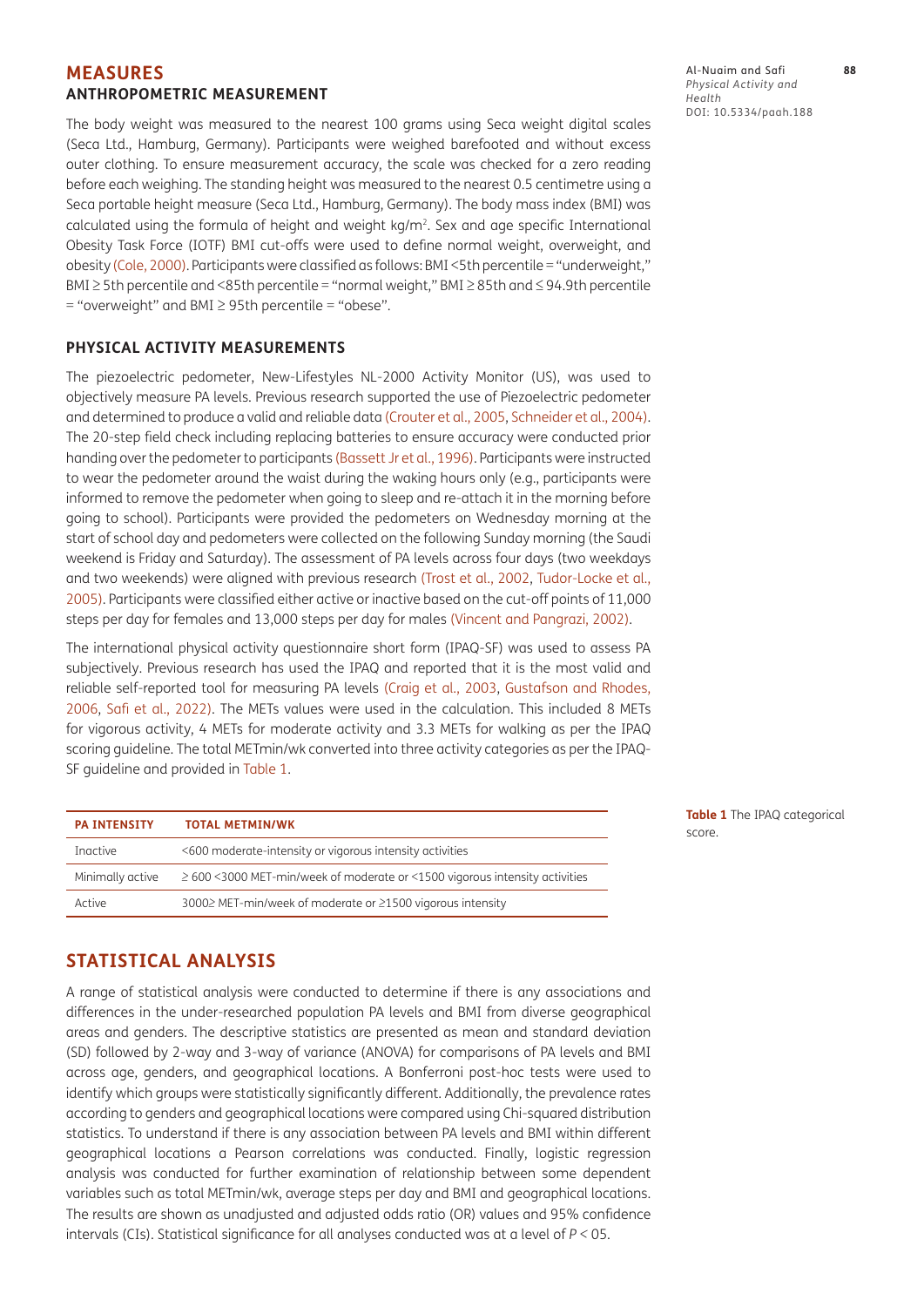## MEASURES

### ANTHROPOMETRIC MEASUREMENT

The body weight was measured to the nearest 100 grams using Seca weight digital scales (Seca Ltd., Hamburg, Germany). Participants were weighed barefooted and without excess outer clothing. To ensure measurement accuracy, the scale was checked for a zero reading before each weighing. The standing height was measured to the nearest 0.5 centimetre using a Seca portable height measure (Seca Ltd., Hamburg, Germany). The body mass index (BMI) was calculated using the formula of height and weight $kg/m^2$. Sex and age specific International Obesity Task Force (IOTF) BMI cut-offs were used to define normal weight, overweight, and obesity (Cole, 2000). Participants were classified as follows: BMI <5th percentile = "underweight," BMI ≥ 5th percentile and <85th percentile = "normal weight," BMI ≥ 85th and ≤ 94.9th percentile = "overweight" and BMI ≥ 95th percentile = "obese".

### PHYSICAL ACTIVITY MEASUREMENTS

The piezoelectric pedometer, New-Lifestyles NL-2000 Activity Monitor (US), was used to objectively measure PA levels. Previous research supported the use of Piezoelectric pedometer and determined to produce a valid and reliable data (Crouter et al., 2005, Schneider et al., 2004). The 20-step field check including replacing batteries to ensure accuracy were conducted prior handing over the pedometer to participants (Bassett Jr et al., 1996). Participants were instructed to wear the pedometer around the waist during the waking hours only (e.g., participants were informed to remove the pedometer when going to sleep and re-attach it in the morning before going to school). Participants were provided the pedometers on Wednesday morning at the start of school day and pedometers were collected on the following Sunday morning (the Saudi weekend is Friday and Saturday). The assessment of PA levels across four days (two weekdays and two weekends) were aligned with previous research (Trost et al., 2002, Tudor-Locke et al., 2005). Participants were classified either active or inactive based on the cut-off points of 11,000 steps per day for females and 13,000 steps per day for males (Vincent and Pangrazi, 2002).

The international physical activity questionnaire short form (IPAQ-SF) was used to assess PA subjectively. Previous research has used the IPAQ and reported that it is the most valid and reliable self-reported tool for measuring PA levels (Craig et al., 2003, Gustafson and Rhodes, 2006, Safi et al., 2022). The METs values were used in the calculation. This included 8 METs for vigorous activity, 4 METs for moderate activity and 3.3 METs for walking as per the IPAQ scoring guideline. The total METmin/wk converted into three activity categories as per the IPAQ-SF guideline and provided in Table 1.

| PA INTENSITY | TOTAL METMIN/WK |
|---|---|
| Inactive | <600 moderate-intensity or vigorous intensity activities |
| Minimally active | ≥ 600 <3000 MET-min/week of moderate or <1500 vigorous intensity activities |
| Active | 3000≥ MET-min/week of moderate or ≥1500 vigorous intensity |

**Table 1** The IPAQ categorical score.

## STATISTICAL ANALYSIS

A range of statistical analysis were conducted to determine if there is any associations and differences in the under-researched population PA levels and BMI from diverse geographical areas and genders. The descriptive statistics are presented as mean and standard deviation (SD) followed by 2-way and 3-way of variance (ANOVA) for comparisons of PA levels and BMI across age, genders, and geographical locations. A Bonferroni post-hoc tests were used to identify which groups were statistically significantly different. Additionally, the prevalence rates according to genders and geographical locations were compared using Chi-squared distribution statistics. To understand if there is any association between PA levels and BMI within different geographical locations a Pearson correlations was conducted. Finally, logistic regression analysis was conducted for further examination of relationship between some dependent variables such as total METmin/wk, average steps per day and BMI and geographical locations. The results are shown as unadjusted and adjusted odds ratio (OR) values and 95% confidence intervals (CIs). Statistical significance for all analyses conducted was at a level of $P < 05$.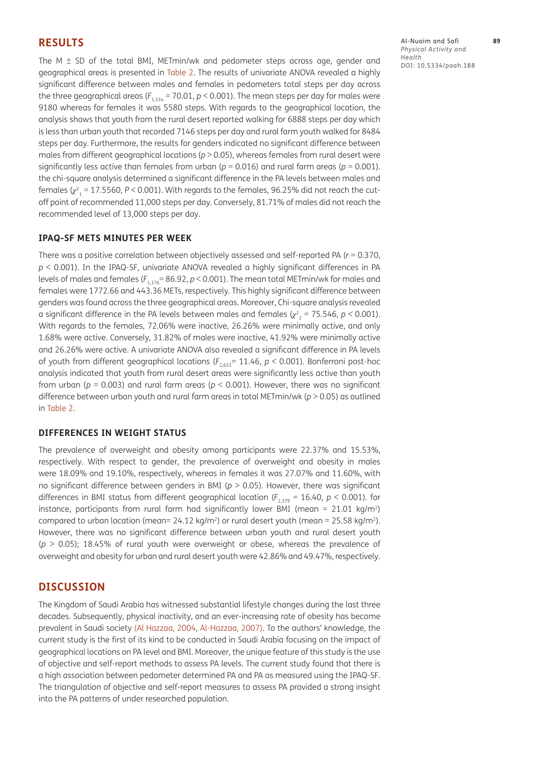## RESULTS

The M ± SD of the total BMI, METmin/wk and pedometer steps across age, gender and geographical areas is presented in Table 2. The results of univariate ANOVA revealed a highly significant difference between males and females in pedometers total steps per day across the three geographical areas ($F_{1,334} = 70.01$, $p < 0.001$). The mean steps per day for males were 9180 whereas for females it was 5580 steps. With regards to the geographical location, the analysis shows that youth from the rural desert reported walking for 6888 steps per day which is less than urban youth that recorded 7146 steps per day and rural farm youth walked for 8484 steps per day. Furthermore, the results for genders indicated no significant difference between males from different geographical locations ($p > 0.05$), whereas females from rural desert were significantly less active than females from urban ($p = 0.016$) and rural farm areas ($p = 0.001$). the chi-square analysis determined a significant difference in the PA levels between males and females ($\chi^2_1 = 17.5560$, $P < 0.001$). With regards to the females, 96.25% did not reach the cut-off point of recommended 11,000 steps per day. Conversely, 81.71% of males did not reach the recommended level of 13,000 steps per day.

### IPAQ-SF METS MINUTES PER WEEK

There was a positive correlation between objectively assessed and self-reported PA ($r = 0.370$, $p < 0.001$). In the IPAQ-SF, univariate ANOVA revealed a highly significant differences in PA levels of males and females ($F_{1,376} = 86.92$, $p < 0.001$). The mean total METmin/wk for males and females were 1772.66 and 443.36 METs, respectively. This highly significant difference between genders was found across the three geographical areas. Moreover, Chi-square analysis revealed a significant difference in the PA levels between males and females ($\chi^2_2 = 75.546$, $p < 0.001$). With regards to the females, 72.06% were inactive, 26.26% were minimally active, and only 1.68% were active. Conversely, 31.82% of males were inactive, 41.92% were minimally active and 26.26% were active. A univariate ANOVA also revealed a significant difference in PA levels of youth from different geographical locations ($F_{2,633} = 11.46$, $p < 0.001$). Bonferroni post-hoc analysis indicated that youth from rural desert areas were significantly less active than youth from urban ($p = 0.003$) and rural farm areas ($p < 0.001$). However, there was no significant difference between urban youth and rural farm areas in total METmin/wk ($p > 0.05$) as outlined in Table 2.

### DIFFERENCES IN WEIGHT STATUS

The prevalence of overweight and obesity among participants were 22.37% and 15.53%, respectively. With respect to gender, the prevalence of overweight and obesity in males were 18.09% and 19.10%, respectively, whereas in females it was 27.07% and 11.60%, with no significant difference between genders in BMI ($p > 0.05$). However, there was significant differences in BMI status from different geographical location ($F_{2,379} = 16.40$, $p < 0.001$). for instance, participants from rural farm had significantly lower BMI (mean = 21.01 kg/m$^2$) compared to urban location (mean= 24.12 kg/m$^2$) or rural desert youth (mean = 25.58 kg/m$^2$). However, there was no significant difference between urban youth and rural desert youth ($p > 0.05$); 18.45% of rural youth were overweight or obese, whereas the prevalence of overweight and obesity for urban and rural desert youth were 42.86% and 49.47%, respectively.

## DISCUSSION

The Kingdom of Saudi Arabia has witnessed substantial lifestyle changes during the last three decades. Subsequently, physical inactivity, and an ever-increasing rate of obesity has become prevalent in Saudi society (Al Hazzaa, 2004, Al-Hazzaa, 2007). To the authors' knowledge, the current study is the first of its kind to be conducted in Saudi Arabia focusing on the impact of geographical locations on PA level and BMI. Moreover, the unique feature of this study is the use of objective and self-report methods to assess PA levels. The current study found that there is a high association between pedometer determined PA and PA as measured using the IPAQ-SF. The triangulation of objective and self-report measures to assess PA provided a strong insight into the PA patterns of under researched population.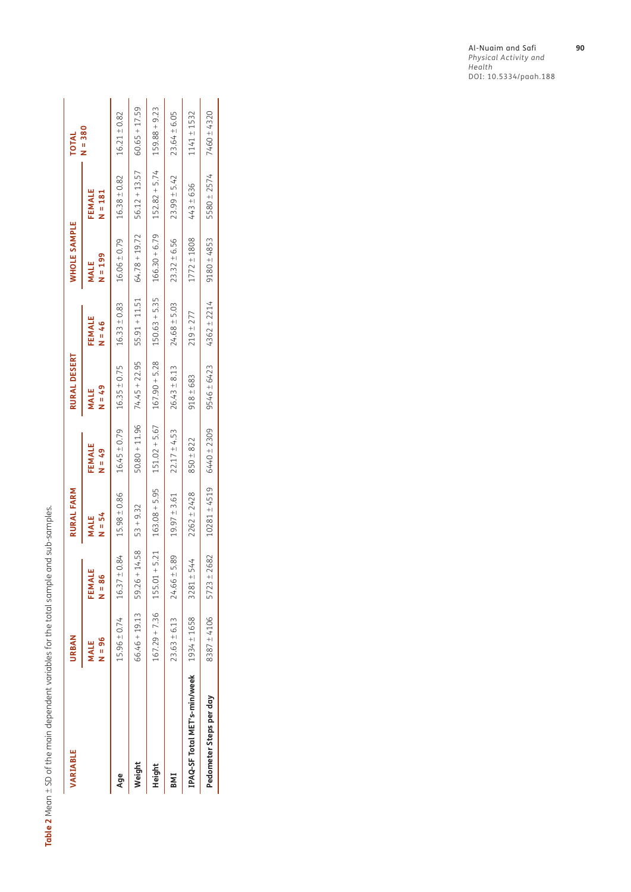**Table 2** Mean ± SD of the main dependent variables for the total sample and sub-samples.

| VARIABLE | URBAN | | RURAL FARM | | RURAL DESERT | | WHOLE SAMPLE | | TOTAL N = 380 |
|---|---|---|---|---|---|---|---|---|---|
| | MALE N = 96 | FEMALE N = 86 | MALE N = 54 | FEMALE N = 49 | MALE N = 49 | FEMALE N = 46 | MALE N = 199 | FEMALE N = 181 | |
| Age | 15.96 ± 0.74 | 16.37 ± 0.84 | 15.98 ± 0.86 | 16.45 ± 0.79 | 16.35 ± 0.75 | 16.33 ± 0.83 | 16.06 ± 0.79 | 16.38 ± 0.82 | 16.21 ± 0.82 |
| Weight | 66.46 + 19.13 | 59.26 + 14.58 | 53 + 9.32 | 50.80 + 11.96 | 74.45 + 22.95 | 55.91 + 11.51 | 64.78 + 19.72 | 56.12 + 13.57 | 60.65 + 17.59 |
| Height | 167.29 + 7.36 | 155.01 + 5.21 | 163.08 + 5.95 | 151.02 + 5.67 | 167.90 + 5.28 | 150.63 + 5.35 | 166.30 + 6.79 | 152.82 + 5.74 | 159.88 + 9.23 |
| BMI | 23.63 ± 6.13 | 24.66 ± 5.89 | 19.97 ± 3.61 | 22.17 ± 4.53 | 26.43 ± 8.13 | 24.68 ± 5.03 | 23.32 ± 6.56 | 23.99 ± 5.42 | 23.64 ± 6.05 |
| IPAQ-SF Total MET's-min/week | 1934 ± 1658 | 3281 ± 544 | 2262 ± 2428 | 850 ± 822 | 918 ± 683 | 219 ± 277 | 1772 ± 1808 | 443 ± 636 | 1141 ± 1532 |
| Pedometer Steps per day | 8387 ± 4106 | 5723 ± 2682 | 10281 ± 4519 | 6440 ± 2309 | 9546 ± 6423 | 4362 ± 2214 | 9180 ± 4853 | 5580 ± 2574 | 7460 ± 4320 |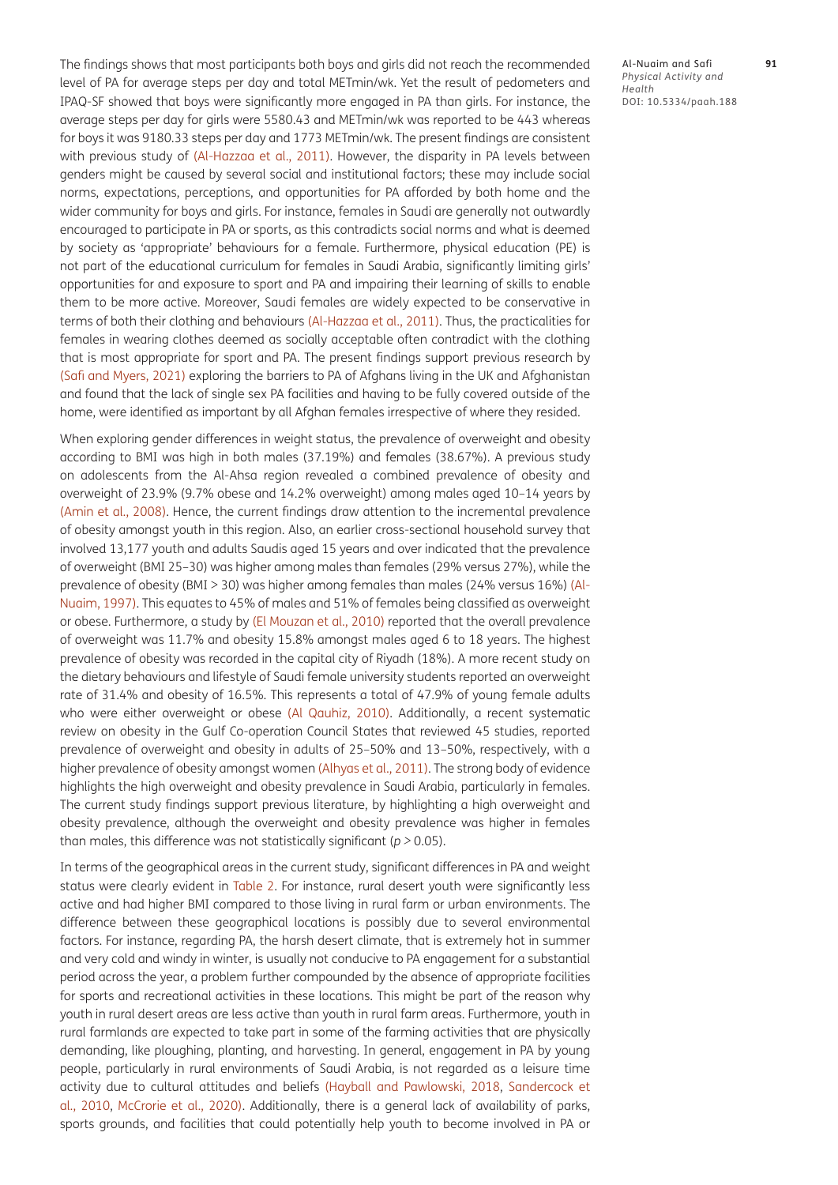The findings shows that most participants both boys and girls did not reach the recommended level of PA for average steps per day and total METmin/wk. Yet the result of pedometers and IPAQ-SF showed that boys were significantly more engaged in PA than girls. For instance, the average steps per day for girls were 5580.43 and METmin/wk was reported to be 443 whereas for boys it was 9180.33 steps per day and 1773 METmin/wk. The present findings are consistent with previous study of (Al-Hazzaa et al., 2011). However, the disparity in PA levels between genders might be caused by several social and institutional factors; these may include social norms, expectations, perceptions, and opportunities for PA afforded by both home and the wider community for boys and girls. For instance, females in Saudi are generally not outwardly encouraged to participate in PA or sports, as this contradicts social norms and what is deemed by society as 'appropriate' behaviours for a female. Furthermore, physical education (PE) is not part of the educational curriculum for females in Saudi Arabia, significantly limiting girls' opportunities for and exposure to sport and PA and impairing their learning of skills to enable them to be more active. Moreover, Saudi females are widely expected to be conservative in terms of both their clothing and behaviours (Al-Hazzaa et al., 2011). Thus, the practicalities for females in wearing clothes deemed as socially acceptable often contradict with the clothing that is most appropriate for sport and PA. The present findings support previous research by (Safi and Myers, 2021) exploring the barriers to PA of Afghans living in the UK and Afghanistan and found that the lack of single sex PA facilities and having to be fully covered outside of the home, were identified as important by all Afghan females irrespective of where they resided.

When exploring gender differences in weight status, the prevalence of overweight and obesity according to BMI was high in both males (37.19%) and females (38.67%). A previous study on adolescents from the Al-Ahsa region revealed a combined prevalence of obesity and overweight of 23.9% (9.7% obese and 14.2% overweight) among males aged 10–14 years by (Amin et al., 2008). Hence, the current findings draw attention to the incremental prevalence of obesity amongst youth in this region. Also, an earlier cross-sectional household survey that involved 13,177 youth and adults Saudis aged 15 years and over indicated that the prevalence of overweight (BMI 25–30) was higher among males than females (29% versus 27%), while the prevalence of obesity (BMI > 30) was higher among females than males (24% versus 16%) (Al-Nuaim, 1997). This equates to 45% of males and 51% of females being classified as overweight or obese. Furthermore, a study by (El Mouzan et al., 2010) reported that the overall prevalence of overweight was 11.7% and obesity 15.8% amongst males aged 6 to 18 years. The highest prevalence of obesity was recorded in the capital city of Riyadh (18%). A more recent study on the dietary behaviours and lifestyle of Saudi female university students reported an overweight rate of 31.4% and obesity of 16.5%. This represents a total of 47.9% of young female adults who were either overweight or obese (Al Qauhiz, 2010). Additionally, a recent systematic review on obesity in the Gulf Co-operation Council States that reviewed 45 studies, reported prevalence of overweight and obesity in adults of 25–50% and 13–50%, respectively, with a higher prevalence of obesity amongst women (Alhyas et al., 2011). The strong body of evidence highlights the high overweight and obesity prevalence in Saudi Arabia, particularly in females. The current study findings support previous literature, by highlighting a high overweight and obesity prevalence, although the overweight and obesity prevalence was higher in females than males, this difference was not statistically significant ($p > 0.05$).

In terms of the geographical areas in the current study, significant differences in PA and weight status were clearly evident in Table 2. For instance, rural desert youth were significantly less active and had higher BMI compared to those living in rural farm or urban environments. The difference between these geographical locations is possibly due to several environmental factors. For instance, regarding PA, the harsh desert climate, that is extremely hot in summer and very cold and windy in winter, is usually not conducive to PA engagement for a substantial period across the year, a problem further compounded by the absence of appropriate facilities for sports and recreational activities in these locations. This might be part of the reason why youth in rural desert areas are less active than youth in rural farm areas. Furthermore, youth in rural farmlands are expected to take part in some of the farming activities that are physically demanding, like ploughing, planting, and harvesting. In general, engagement in PA by young people, particularly in rural environments of Saudi Arabia, is not regarded as a leisure time activity due to cultural attitudes and beliefs (Hayball and Pawlowski, 2018, Sandercock et al., 2010, McCrorie et al., 2020). Additionally, there is a general lack of availability of parks, sports grounds, and facilities that could potentially help youth to become involved in PA or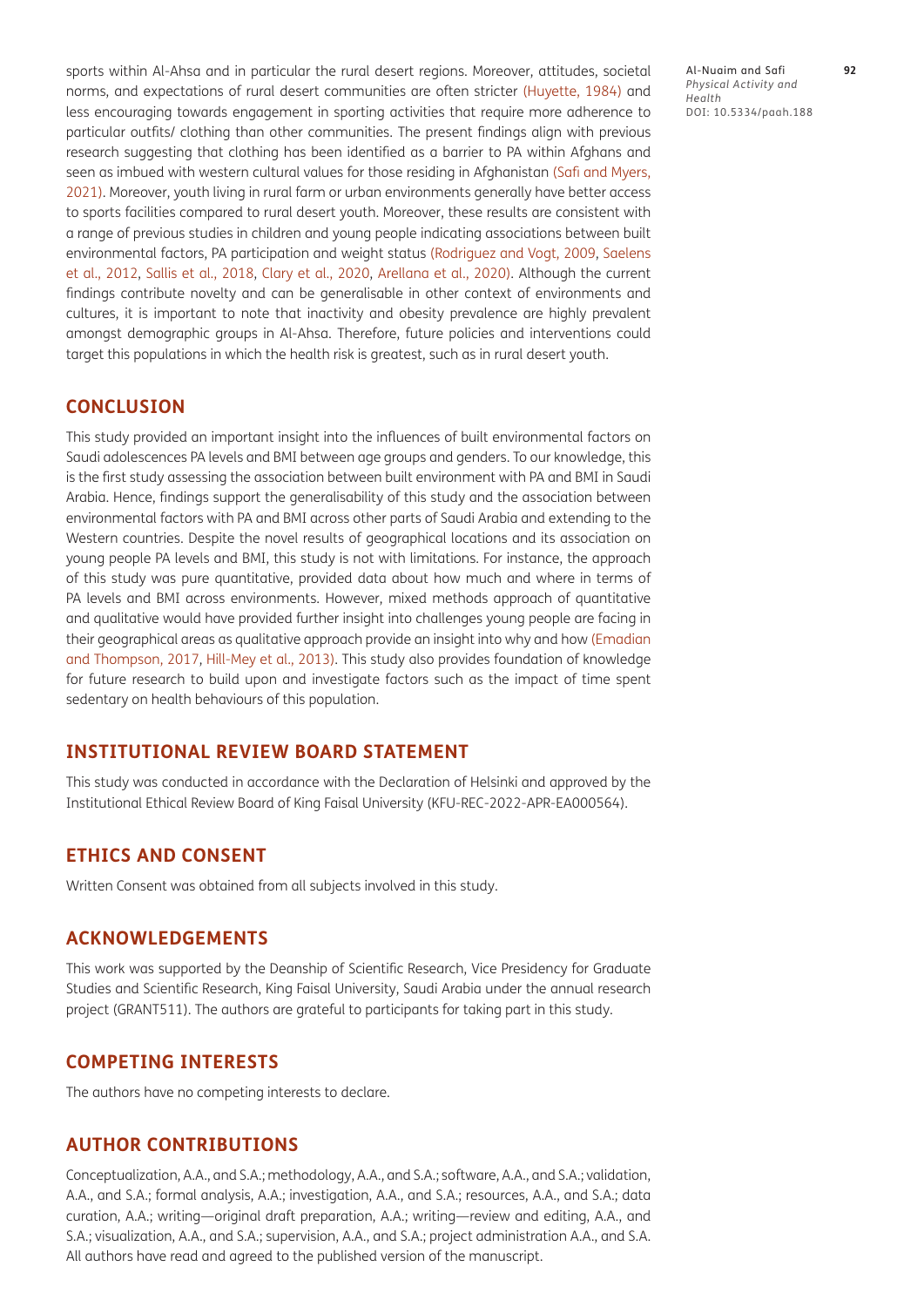sports within Al-Ahsa and in particular the rural desert regions. Moreover, attitudes, societal norms, and expectations of rural desert communities are often stricter (Huyette, 1984) and less encouraging towards engagement in sporting activities that require more adherence to particular outfits/ clothing than other communities. The present findings align with previous research suggesting that clothing has been identified as a barrier to PA within Afghans and seen as imbued with western cultural values for those residing in Afghanistan (Safi and Myers, 2021). Moreover, youth living in rural farm or urban environments generally have better access to sports facilities compared to rural desert youth. Moreover, these results are consistent with a range of previous studies in children and young people indicating associations between built environmental factors, PA participation and weight status (Rodriguez and Vogt, 2009, Saelens et al., 2012, Sallis et al., 2018, Clary et al., 2020, Arellana et al., 2020). Although the current findings contribute novelty and can be generalisable in other context of environments and cultures, it is important to note that inactivity and obesity prevalence are highly prevalent amongst demographic groups in Al-Ahsa. Therefore, future policies and interventions could target this populations in which the health risk is greatest, such as in rural desert youth.

## CONCLUSION

This study provided an important insight into the influences of built environmental factors on Saudi adolescences PA levels and BMI between age groups and genders. To our knowledge, this is the first study assessing the association between built environment with PA and BMI in Saudi Arabia. Hence, findings support the generalisability of this study and the association between environmental factors with PA and BMI across other parts of Saudi Arabia and extending to the Western countries. Despite the novel results of geographical locations and its association on young people PA levels and BMI, this study is not with limitations. For instance, the approach of this study was pure quantitative, provided data about how much and where in terms of PA levels and BMI across environments. However, mixed methods approach of quantitative and qualitative would have provided further insight into challenges young people are facing in their geographical areas as qualitative approach provide an insight into why and how (Emadian and Thompson, 2017, Hill-Mey et al., 2013). This study also provides foundation of knowledge for future research to build upon and investigate factors such as the impact of time spent sedentary on health behaviours of this population.

## INSTITUTIONAL REVIEW BOARD STATEMENT

This study was conducted in accordance with the Declaration of Helsinki and approved by the Institutional Ethical Review Board of King Faisal University (KFU-REC-2022-APR-EA000564).

## ETHICS AND CONSENT

Written Consent was obtained from all subjects involved in this study.

## ACKNOWLEDGEMENTS

This work was supported by the Deanship of Scientific Research, Vice Presidency for Graduate Studies and Scientific Research, King Faisal University, Saudi Arabia under the annual research project (GRANT511). The authors are grateful to participants for taking part in this study.

## COMPETING INTERESTS

The authors have no competing interests to declare.

## AUTHOR CONTRIBUTIONS

Conceptualization, A.A., and S.A.; methodology, A.A., and S.A.; software, A.A., and S.A.; validation, A.A., and S.A.; formal analysis, A.A.; investigation, A.A., and S.A.; resources, A.A., and S.A.; data curation, A.A.; writing—original draft preparation, A.A.; writing—review and editing, A.A., and S.A.; visualization, A.A., and S.A.; supervision, A.A., and S.A.; project administration A.A., and S.A. All authors have read and agreed to the published version of the manuscript.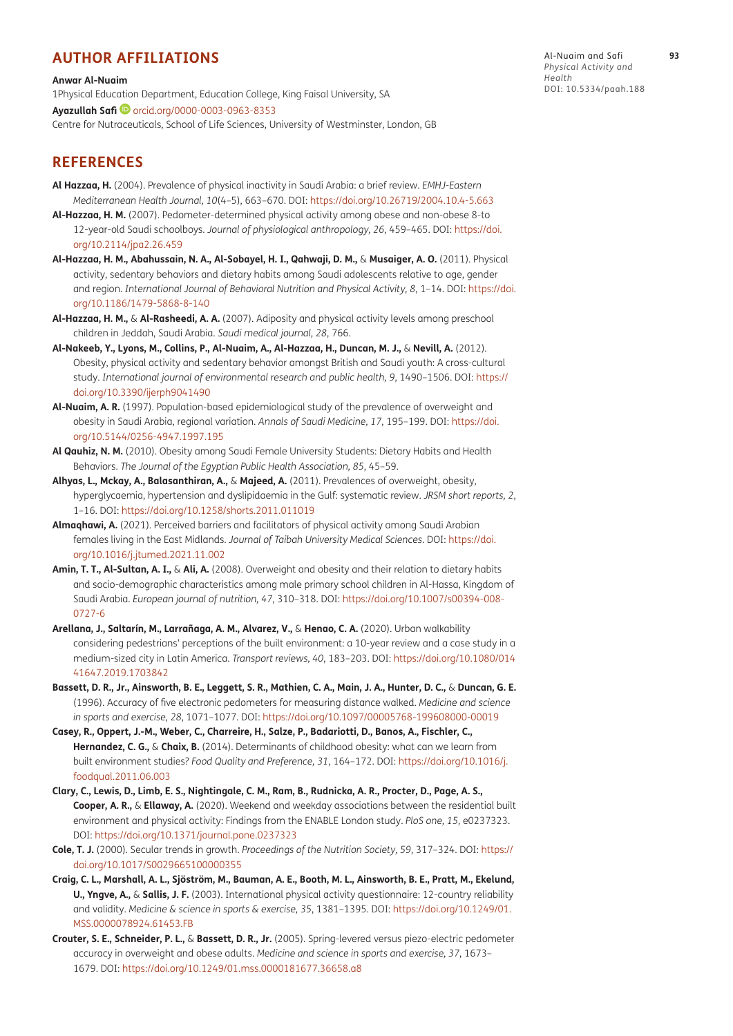## AUTHOR AFFILIATIONS

**Anwar Al-Nuaim**

1Physical Education Department, Education College, King Faisal University, SA

**Ayazullah Safi** orcid.org/0000-0003-0963-8353

Centre for Nutraceuticals, School of Life Sciences, University of Westminster, London, GB

## REFERENCES

**Al Hazzaa, H.** (2004). Prevalence of physical inactivity in Saudi Arabia: a brief review. *EMHJ-Eastern Mediterranean Health Journal, 10*(4–5), 663–670. DOI: https://doi.org/10.26719/2004.10.4-5.663

**Al-Hazzaa, H. M.** (2007). Pedometer-determined physical activity among obese and non-obese 8-to 12-year-old Saudi schoolboys. *Journal of physiological anthropology, 26*, 459–465. DOI: https://doi.org/10.2114/jpa2.26.459

**Al-Hazzaa, H. M., Abahussain, N. A., Al-Sobayel, H. I., Qahwaji, D. M.,** & **Musaiger, A. O.** (2011). Physical activity, sedentary behaviors and dietary habits among Saudi adolescents relative to age, gender and region. *International Journal of Behavioral Nutrition and Physical Activity, 8*, 1–14. DOI: https://doi.org/10.1186/1479-5868-8-140

**Al-Hazzaa, H. M.,** & **Al-Rasheedi, A. A.** (2007). Adiposity and physical activity levels among preschool children in Jeddah, Saudi Arabia. *Saudi medical journal, 28*, 766.

**Al-Nakeeb, Y., Lyons, M., Collins, P., Al-Nuaim, A., Al-Hazzaa, H., Duncan, M. J.,** & **Nevill, A.** (2012). Obesity, physical activity and sedentary behavior amongst British and Saudi youth: A cross-cultural study. *International journal of environmental research and public health, 9*, 1490–1506. DOI: https://doi.org/10.3390/ijerph9041490

**Al-Nuaim, A. R.** (1997). Population-based epidemiological study of the prevalence of overweight and obesity in Saudi Arabia, regional variation. *Annals of Saudi Medicine, 17*, 195–199. DOI: https://doi.org/10.5144/0256-4947.1997.195

**Al Qauhiz, N. M.** (2010). Obesity among Saudi Female University Students: Dietary Habits and Health Behaviors. *The Journal of the Egyptian Public Health Association, 85*, 45–59.

**Alhyas, L., Mckay, A., Balasanthiran, A.,** & **Majeed, A.** (2011). Prevalences of overweight, obesity, hyperglycaemia, hypertension and dyslipidaemia in the Gulf: systematic review. *JRSM short reports, 2*, 1–16. DOI: https://doi.org/10.1258/shorts.2011.011019

**Almaqhawi, A.** (2021). Perceived barriers and facilitators of physical activity among Saudi Arabian females living in the East Midlands. *Journal of Taibah University Medical Sciences*. DOI: https://doi.org/10.1016/j.jtumed.2021.11.002

**Amin, T. T., Al-Sultan, A. I.,** & **Ali, A.** (2008). Overweight and obesity and their relation to dietary habits and socio-demographic characteristics among male primary school children in Al-Hassa, Kingdom of Saudi Arabia. *European journal of nutrition, 47*, 310–318. DOI: https://doi.org/10.1007/s00394-008-0727-6

**Arellana, J., Saltarín, M., Larrañaga, A. M., Alvarez, V.,** & **Henao, C. A.** (2020). Urban walkability considering pedestrians' perceptions of the built environment: a 10-year review and a case study in a medium-sized city in Latin America. *Transport reviews, 40*, 183–203. DOI: https://doi.org/10.1080/01441647.2019.1703842

**Bassett, D. R., Jr., Ainsworth, B. E., Leggett, S. R., Mathien, C. A., Main, J. A., Hunter, D. C.,** & **Duncan, G. E.** (1996). Accuracy of five electronic pedometers for measuring distance walked. *Medicine and science in sports and exercise, 28*, 1071–1077. DOI: https://doi.org/10.1097/00005768-199608000-00019

**Casey, R., Oppert, J.-M., Weber, C., Charreire, H., Salze, P., Badariotti, D., Banos, A., Fischler, C., Hernandez, C. G.,** & **Chaix, B.** (2014). Determinants of childhood obesity: what can we learn from built environment studies? *Food Quality and Preference, 31*, 164–172. DOI: https://doi.org/10.1016/j.foodqual.2011.06.003

**Clary, C., Lewis, D., Limb, E. S., Nightingale, C. M., Ram, B., Rudnicka, A. R., Procter, D., Page, A. S., Cooper, A. R.,** & **Ellaway, A.** (2020). Weekend and weekday associations between the residential built environment and physical activity: Findings from the ENABLE London study. *PloS one, 15*, e0237323. DOI: https://doi.org/10.1371/journal.pone.0237323

**Cole, T. J.** (2000). Secular trends in growth. *Proceedings of the Nutrition Society, 59*, 317–324. DOI: https://doi.org/10.1017/S0029665100000355

**Craig, C. L., Marshall, A. L., Sjöström, M., Bauman, A. E., Booth, M. L., Ainsworth, B. E., Pratt, M., Ekelund, U., Yngve, A.,** & **Sallis, J. F.** (2003). International physical activity questionnaire: 12-country reliability and validity. *Medicine & science in sports & exercise, 35*, 1381–1395. DOI: https://doi.org/10.1249/01.MSS.0000078924.61453.FB

**Crouter, S. E., Schneider, P. L.,** & **Bassett, D. R., Jr.** (2005). Spring-levered versus piezo-electric pedometer accuracy in overweight and obese adults. *Medicine and science in sports and exercise, 37*, 1673–1679. DOI: https://doi.org/10.1249/01.mss.0000181677.36658.a8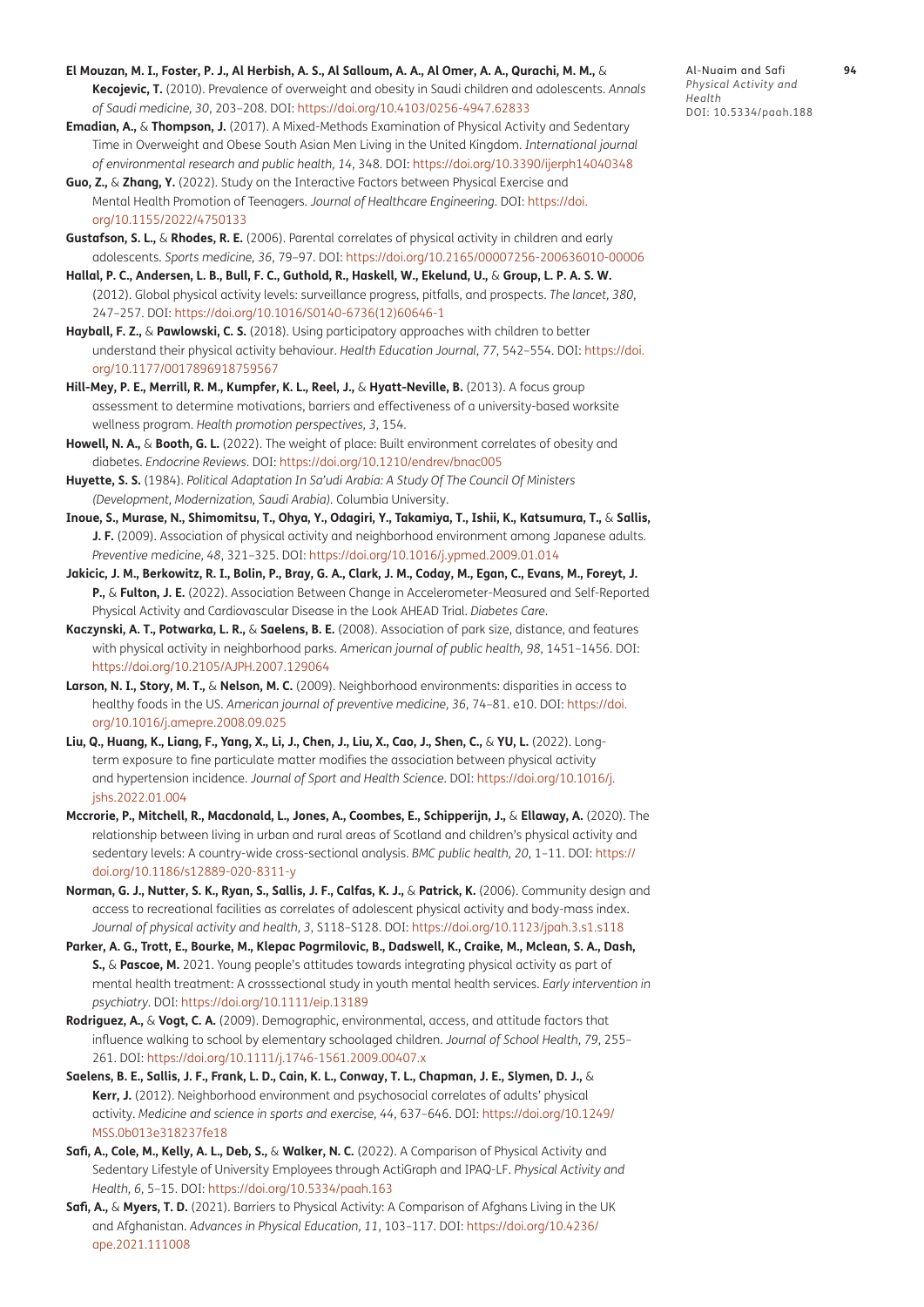**El Mouzan, M. I., Foster, P. J., Al Herbish, A. S., Al Salloum, A. A., Al Omer, A. A., Qurachi, M. M.,** & **Kecojevic, T.** (2010). Prevalence of overweight and obesity in Saudi children and adolescents. *Annals of Saudi medicine, 30*, 203–208. DOI: https://doi.org/10.4103/0256-4947.62833

**Emadian, A.,** & **Thompson, J.** (2017). A Mixed-Methods Examination of Physical Activity and Sedentary Time in Overweight and Obese South Asian Men Living in the United Kingdom. *International journal of environmental research and public health, 14*, 348. DOI: https://doi.org/10.3390/ijerph14040348

**Guo, Z.,** & **Zhang, Y.** (2022). Study on the Interactive Factors between Physical Exercise and Mental Health Promotion of Teenagers. *Journal of Healthcare Engineering*. DOI: https://doi.org/10.1155/2022/4750133

**Gustafson, S. L.,** & **Rhodes, R. E.** (2006). Parental correlates of physical activity in children and early adolescents. *Sports medicine, 36*, 79–97. DOI: https://doi.org/10.2165/00007256-200636010-00006

**Hallal, P. C., Andersen, L. B., Bull, F. C., Guthold, R., Haskell, W., Ekelund, U.,** & **Group, L. P. A. S. W.** (2012). Global physical activity levels: surveillance progress, pitfalls, and prospects. *The lancet, 380*, 247–257. DOI: https://doi.org/10.1016/S0140-6736(12)60646-1

**Hayball, F. Z.,** & **Pawlowski, C. S.** (2018). Using participatory approaches with children to better understand their physical activity behaviour. *Health Education Journal, 77*, 542–554. DOI: https://doi.org/10.1177/0017896918759567

**Hill-Mey, P. E., Merrill, R. M., Kumpfer, K. L., Reel, J.,** & **Hyatt-Neville, B.** (2013). A focus group assessment to determine motivations, barriers and effectiveness of a university-based worksite wellness program. *Health promotion perspectives, 3*, 154.

**Howell, N. A.,** & **Booth, G. L.** (2022). The weight of place: Built environment correlates of obesity and diabetes. *Endocrine Reviews*. DOI: https://doi.org/10.1210/endrev/bnac005

**Huyette, S. S.** (1984). *Political Adaptation In Sa'udi Arabia: A Study Of The Council Of Ministers (Development, Modernization, Saudi Arabia)*. Columbia University.

**Inoue, S., Murase, N., Shimomitsu, T., Ohya, Y., Odagiri, Y., Takamiya, T., Ishii, K., Katsumura, T.,** & **Sallis, J. F.** (2009). Association of physical activity and neighborhood environment among Japanese adults. *Preventive medicine, 48*, 321–325. DOI: https://doi.org/10.1016/j.ypmed.2009.01.014

**Jakicic, J. M., Berkowitz, R. I., Bolin, P., Bray, G. A., Clark, J. M., Coday, M., Egan, C., Evans, M., Foreyt, J. P.,** & **Fulton, J. E.** (2022). Association Between Change in Accelerometer-Measured and Self-Reported Physical Activity and Cardiovascular Disease in the Look AHEAD Trial. *Diabetes Care*.

**Kaczynski, A. T., Potwarka, L. R.,** & **Saelens, B. E.** (2008). Association of park size, distance, and features with physical activity in neighborhood parks. *American journal of public health, 98*, 1451–1456. DOI: https://doi.org/10.2105/AJPH.2007.129064

**Larson, N. I., Story, M. T.,** & **Nelson, M. C.** (2009). Neighborhood environments: disparities in access to healthy foods in the US. *American journal of preventive medicine, 36*, 74–81. e10. DOI: https://doi.org/10.1016/j.amepre.2008.09.025

**Liu, Q., Huang, K., Liang, F., Yang, X., Li, J., Chen, J., Liu, X., Cao, J., Shen, C.,** & **YU, L.** (2022). Long-term exposure to fine particulate matter modifies the association between physical activity and hypertension incidence. *Journal of Sport and Health Science*. DOI: https://doi.org/10.1016/j.jshs.2022.01.004

**Mccrorie, P., Mitchell, R., Macdonald, L., Jones, A., Coombes, E., Schipperijn, J.,** & **Ellaway, A.** (2020). The relationship between living in urban and rural areas of Scotland and children's physical activity and sedentary levels: A country-wide cross-sectional analysis. *BMC public health, 20*, 1–11. DOI: https://doi.org/10.1186/s12889-020-8311-y

**Norman, G. J., Nutter, S. K., Ryan, S., Sallis, J. F., Calfas, K. J.,** & **Patrick, K.** (2006). Community design and access to recreational facilities as correlates of adolescent physical activity and body-mass index. *Journal of physical activity and health, 3*, S118–S128. DOI: https://doi.org/10.1123/jpah.3.s1.s118

**Parker, A. G., Trott, E., Bourke, M., Klepac Pogrmilovic, B., Dadswell, K., Craike, M., Mclean, S. A., Dash, S.,** & **Pascoe, M.** 2021. Young people's attitudes towards integrating physical activity as part of mental health treatment: A crosssectional study in youth mental health services. *Early intervention in psychiatry*. DOI: https://doi.org/10.1111/eip.13189

**Rodriguez, A.,** & **Vogt, C. A.** (2009). Demographic, environmental, access, and attitude factors that influence walking to school by elementary schoolaged children. *Journal of School Health, 79*, 255–261. DOI: https://doi.org/10.1111/j.1746-1561.2009.00407.x

**Saelens, B. E., Sallis, J. F., Frank, L. D., Cain, K. L., Conway, T. L., Chapman, J. E., Slymen, D. J.,** & **Kerr, J.** (2012). Neighborhood environment and psychosocial correlates of adults' physical activity. *Medicine and science in sports and exercise, 44*, 637–646. DOI: https://doi.org/10.1249/MSS.0b013e318237fe18

**Safi, A., Cole, M., Kelly, A. L., Deb, S.,** & **Walker, N. C.** (2022). A Comparison of Physical Activity and Sedentary Lifestyle of University Employees through ActiGraph and IPAQ-LF. *Physical Activity and Health, 6*, 5–15. DOI: https://doi.org/10.5334/paah.163

**Safi, A.,** & **Myers, T. D.** (2021). Barriers to Physical Activity: A Comparison of Afghans Living in the UK and Afghanistan. *Advances in Physical Education, 11*, 103–117. DOI: https://doi.org/10.4236/ape.2021.111008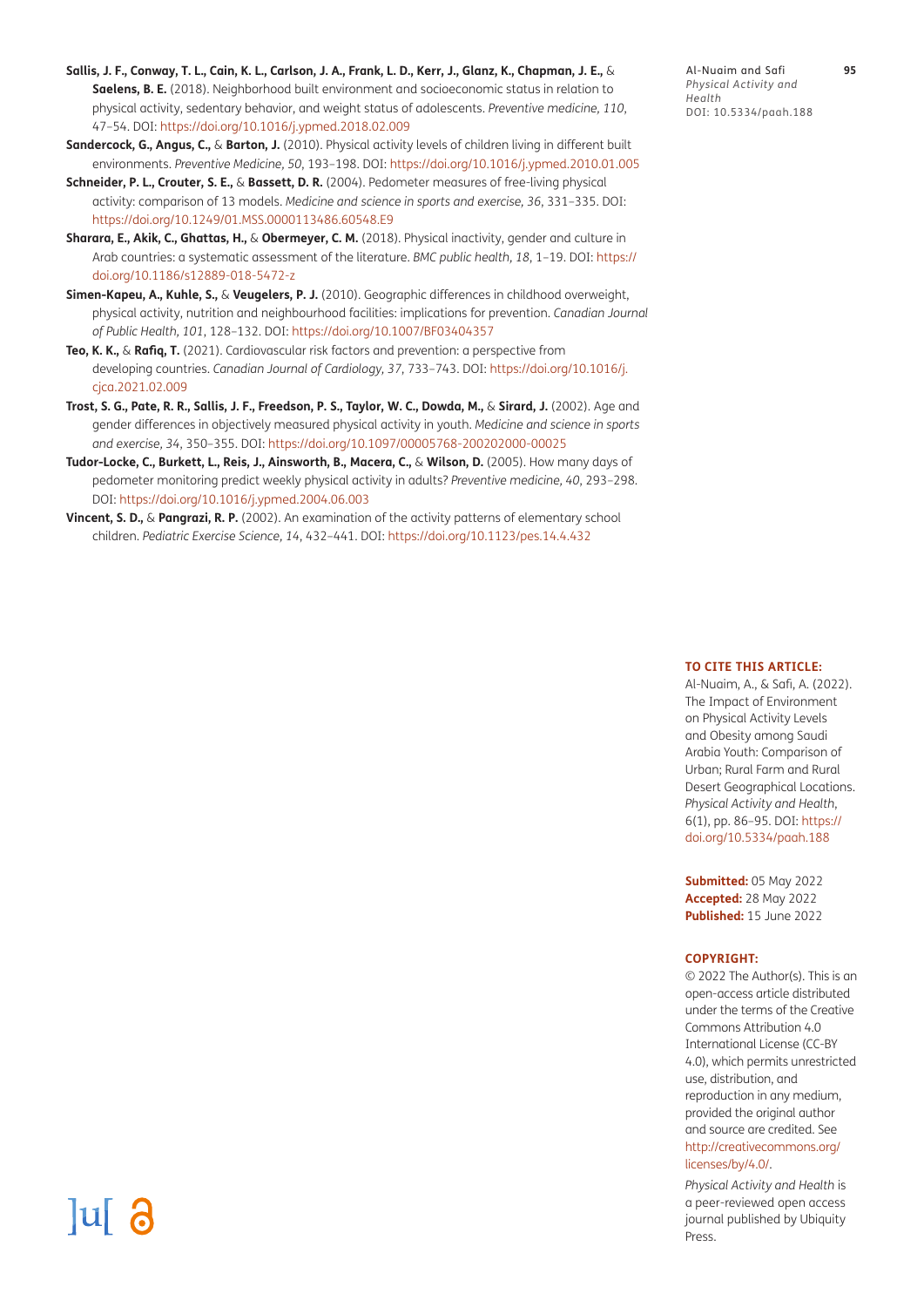**Sallis, J. F., Conway, T. L., Cain, K. L., Carlson, J. A., Frank, L. D., Kerr, J., Glanz, K., Chapman, J. E.,** & **Saelens, B. E.** (2018). Neighborhood built environment and socioeconomic status in relation to physical activity, sedentary behavior, and weight status of adolescents. *Preventive medicine, 110*, 47–54. DOI: https://doi.org/10.1016/j.ypmed.2018.02.009

**Sandercock, G., Angus, C.,** & **Barton, J.** (2010). Physical activity levels of children living in different built environments. *Preventive Medicine, 50*, 193–198. DOI: https://doi.org/10.1016/j.ypmed.2010.01.005

**Schneider, P. L., Crouter, S. E.,** & **Bassett, D. R.** (2004). Pedometer measures of free-living physical activity: comparison of 13 models. *Medicine and science in sports and exercise, 36*, 331–335. DOI: https://doi.org/10.1249/01.MSS.0000113486.60548.E9

**Sharara, E., Akik, C., Ghattas, H.,** & **Obermeyer, C. M.** (2018). Physical inactivity, gender and culture in Arab countries: a systematic assessment of the literature. *BMC public health, 18*, 1–19. DOI: https://doi.org/10.1186/s12889-018-5472-z

**Simen-Kapeu, A., Kuhle, S.,** & **Veugelers, P. J.** (2010). Geographic differences in childhood overweight, physical activity, nutrition and neighbourhood facilities: implications for prevention. *Canadian Journal of Public Health, 101*, 128–132. DOI: https://doi.org/10.1007/BF03404357

**Teo, K. K.,** & **Rafiq, T.** (2021). Cardiovascular risk factors and prevention: a perspective from developing countries. *Canadian Journal of Cardiology, 37*, 733–743. DOI: https://doi.org/10.1016/j.cjca.2021.02.009

**Trost, S. G., Pate, R. R., Sallis, J. F., Freedson, P. S., Taylor, W. C., Dowda, M.,** & **Sirard, J.** (2002). Age and gender differences in objectively measured physical activity in youth. *Medicine and science in sports and exercise, 34*, 350–355. DOI: https://doi.org/10.1097/00005768-200202000-00025

**Tudor-Locke, C., Burkett, L., Reis, J., Ainsworth, B., Macera, C.,** & **Wilson, D.** (2005). How many days of pedometer monitoring predict weekly physical activity in adults? *Preventive medicine, 40*, 293–298. DOI: https://doi.org/10.1016/j.ypmed.2004.06.003

**Vincent, S. D.,** & **Pangrazi, R. P.** (2002). An examination of the activity patterns of elementary school children. *Pediatric Exercise Science, 14*, 432–441. DOI: https://doi.org/10.1123/pes.14.4.432

**TO CITE THIS ARTICLE:**

Al-Nuaim, A., & Safi, A. (2022). The Impact of Environment on Physical Activity Levels and Obesity among Saudi Arabia Youth: Comparison of Urban; Rural Farm and Rural Desert Geographical Locations. *Physical Activity and Health*, 6(1), pp. 86–95. DOI: https://doi.org/10.5334/paah.188

**Submitted:** 05 May 2022
**Accepted:** 28 May 2022
**Published:** 15 June 2022

**COPYRIGHT:**

© 2022 The Author(s). This is an open-access article distributed under the terms of the Creative Commons Attribution 4.0 International License (CC-BY 4.0), which permits unrestricted use, distribution, and reproduction in any medium, provided the original author and source are credited. See http://creativecommons.org/licenses/by/4.0/.

*Physical Activity and Health* is a peer-reviewed open access journal published by Ubiquity Press.